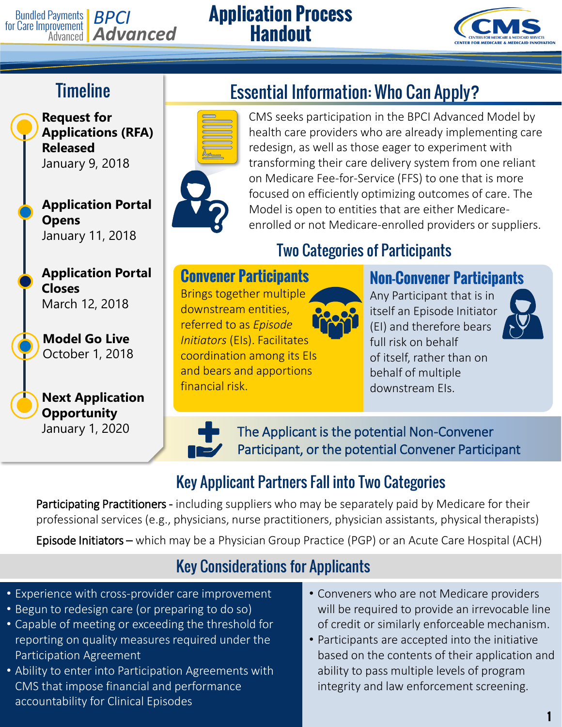Bundled Payments for Care Improvement Advanced | BPCI Advanced

# Application Process Handout

## Timeline

- **Request for Applications (RFA) Released**
  January 9, 2018
- **Application Portal Opens**
  January 11, 2018
- **Application Portal Closes**
  March 12, 2018
- **Model Go Live**
  October 1, 2018
- **Next Application Opportunity**
  January 1, 2020

## Essential Information: Who Can Apply?

CMS seeks participation in the BPCI Advanced Model by health care providers who are already implementing care redesign, as well as those eager to experiment with transforming their care delivery system from one reliant on Medicare Fee-for-Service (FFS) to one that is more focused on efficiently optimizing outcomes of care. The Model is open to entities that are either Medicare-enrolled or not Medicare-enrolled providers or suppliers.

### Two Categories of Participants

**Convener Participants**

Brings together multiple downstream entities, referred to as *Episode Initiators* (EIs). Facilitates coordination among its EIs and bears and apportions financial risk.

**Non-Convener Participants**

Any Participant that is in itself an Episode Initiator (EI) and therefore bears full risk on behalf of itself, rather than on behalf of multiple downstream EIs.

The Applicant is the potential Non-Convener Participant, or the potential Convener Participant

## Key Applicant Partners Fall into Two Categories

Participating Practitioners - including suppliers who may be separately paid by Medicare for their professional services (e.g., physicians, nurse practitioners, physician assistants, physical therapists)

Episode Initiators – which may be a Physician Group Practice (PGP) or an Acute Care Hospital (ACH)

## Key Considerations for Applicants

- Experience with cross-provider care improvement
- Begun to redesign care (or preparing to do so)
- Capable of meeting or exceeding the threshold for reporting on quality measures required under the Participation Agreement
- Ability to enter into Participation Agreements with CMS that impose financial and performance accountability for Clinical Episodes
- Conveners who are not Medicare providers will be required to provide an irrevocable line of credit or similarly enforceable mechanism.
- Participants are accepted into the initiative based on the contents of their application and ability to pass multiple levels of program integrity and law enforcement screening.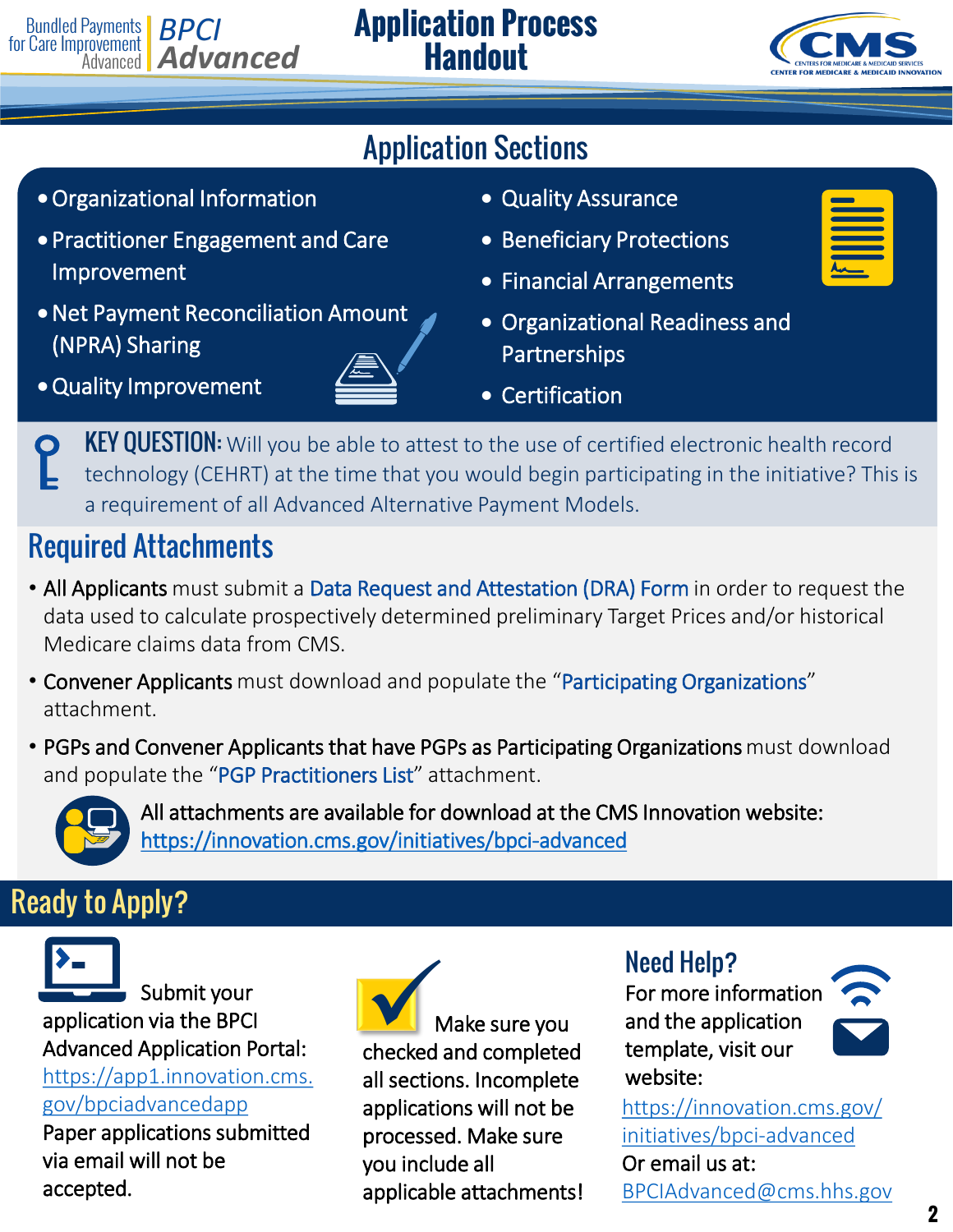# Application Process Handout

## Application Sections

- Organizational Information
- Practitioner Engagement and Care Improvement
- Net Payment Reconciliation Amount (NPRA) Sharing
- Quality Improvement
- Quality Assurance
- Beneficiary Protections
- Financial Arrangements
- Organizational Readiness and Partnerships
- Certification

**KEY QUESTION:** Will you be able to attest to the use of certified electronic health record technology (CEHRT) at the time that you would begin participating in the initiative? This is a requirement of all Advanced Alternative Payment Models.

## Required Attachments

- **All Applicants** must submit a Data Request and Attestation (DRA) Form in order to request the data used to calculate prospectively determined preliminary Target Prices and/or historical Medicare claims data from CMS.
- **Convener Applicants** must download and populate the "Participating Organizations" attachment.
- **PGPs and Convener Applicants that have PGPs as Participating Organizations** must download and populate the "PGP Practitioners List" attachment.

All attachments are available for download at the CMS Innovation website: https://innovation.cms.gov/initiatives/bpci-advanced

## Ready to Apply?

Submit your application via the BPCI Advanced Application Portal: https://app1.innovation.cms.gov/bpciadvancedapp

Paper applications submitted via email will not be accepted.

Make sure you checked and completed all sections. Incomplete applications will not be processed. Make sure you include all applicable attachments!

### Need Help?

For more information and the application template, visit our website: https://innovation.cms.gov/initiatives/bpci-advanced

Or email us at: BPCIAdvanced@cms.hhs.gov